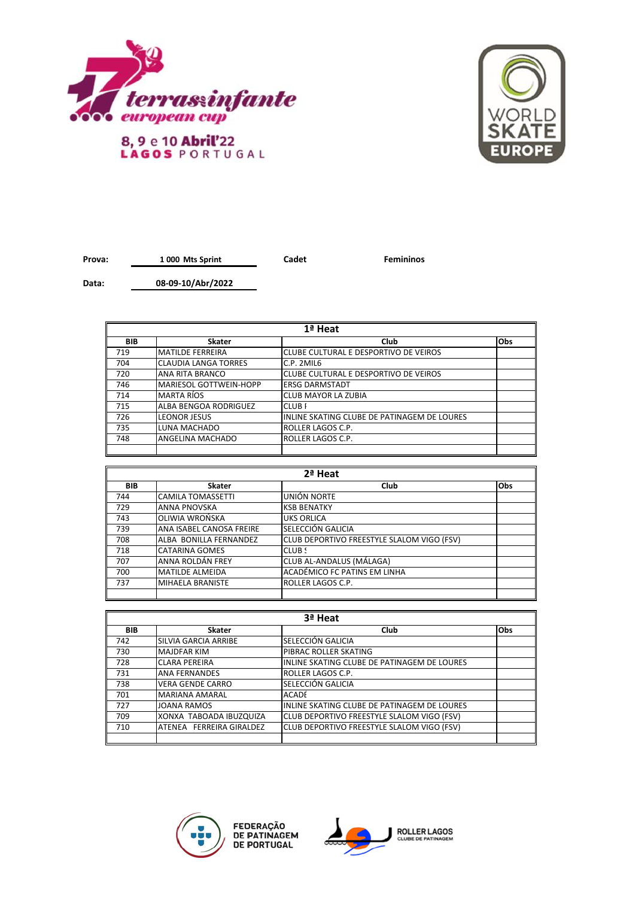17 terras infante european cup

8, 9 e 10 Abril'22
LAGOS PORTUGAL

WORLD SKATE EUROPE

**Prova:** 1 000 Mts Sprint — Cadet — Femininos

**Data:** 08-09-10/Abr/2022

## 1ª Heat

| BIB | Skater | Club | Obs |
|---|---|---|---|
| 719 | MATILDE FERREIRA | CLUBE CULTURAL E DESPORTIVO DE VEIROS | |
| 704 | CLAUDIA LANGA TORRES | C.P. 2MIL6 | |
| 720 | ANA RITA BRANCO | CLUBE CULTURAL E DESPORTIVO DE VEIROS | |
| 746 | MARIESOL GOTTWEIN-HOPP | ERSG DARMSTADT | |
| 714 | MARTA RÍOS | CLUB MAYOR LA ZUBIA | |
| 715 | ALBA BENGOA RODRIGUEZ | CLUB I | |
| 726 | LEONOR JESUS | INLINE SKATING CLUBE DE PATINAGEM DE LOURES | |
| 735 | LUNA MACHADO | ROLLER LAGOS C.P. | |
| 748 | ANGELINA MACHADO | ROLLER LAGOS C.P. | |
| | | | |

## 2ª Heat

| BIB | Skater | Club | Obs |
|---|---|---|---|
| 744 | CAMILA TOMASSETTI | UNIÓN NORTE | |
| 729 | ANNA PNOVSKA | KSB BENATKY | |
| 743 | OLIWIA WROŃSKA | UKS ORLICA | |
| 739 | ANA ISABEL CANOSA FREIRE | SELECCIÓN GALICIA | |
| 708 | ALBA BONILLA FERNANDEZ | CLUB DEPORTIVO FREESTYLE SLALOM VIGO (FSV) | |
| 718 | CATARINA GOMES | CLUB S | |
| 707 | ANNA ROLDÁN FREY | CLUB AL-ANDALUS (MÁLAGA) | |
| 700 | MATILDE ALMEIDA | ACADÉMICO FC PATINS EM LINHA | |
| 737 | MIHAELA BRANISTE | ROLLER LAGOS C.P. | |
| | | | |

## 3ª Heat

| BIB | Skater | Club | Obs |
|---|---|---|---|
| 742 | SILVIA GARCIA ARRIBE | SELECCIÓN GALICIA | |
| 730 | MAJDFAR KIM | PIBRAC ROLLER SKATING | |
| 728 | CLARA PEREIRA | INLINE SKATING CLUBE DE PATINAGEM DE LOURES | |
| 731 | ANA FERNANDES | ROLLER LAGOS C.P. | |
| 738 | VERA GENDE CARRO | SELECCIÓN GALICIA | |
| 701 | MARIANA AMARAL | ACADÉ | |
| 727 | JOANA RAMOS | INLINE SKATING CLUBE DE PATINAGEM DE LOURES | |
| 709 | XONXA TABOADA IBUZQUIZA | CLUB DEPORTIVO FREESTYLE SLALOM VIGO (FSV) | |
| 710 | ATENEA FERREIRA GIRALDEZ | CLUB DEPORTIVO FREESTYLE SLALOM VIGO (FSV) | |
| | | | |

FEDERAÇÃO DE PATINAGEM DE PORTUGAL

ROLLER LAGOS CLUBE DE PATINAGEM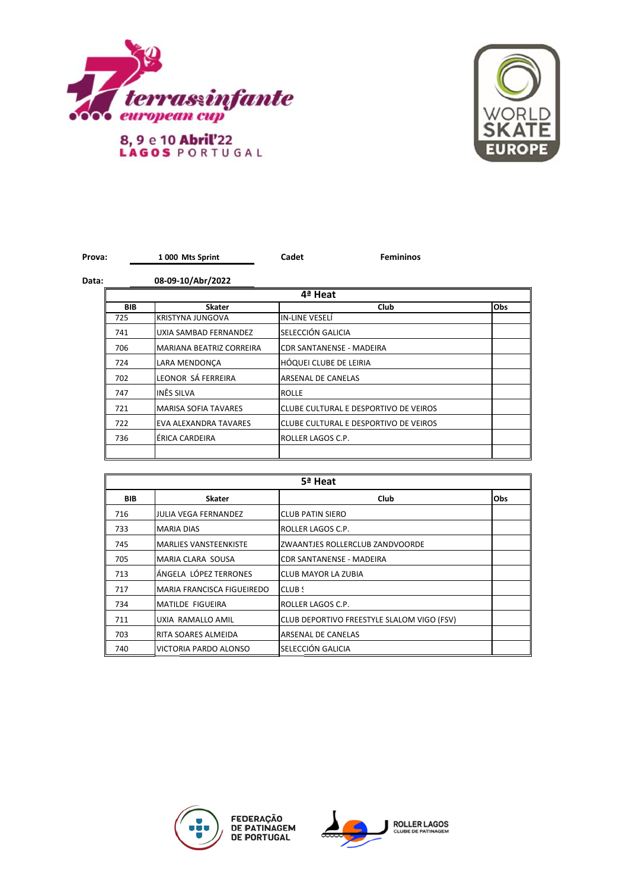17 terras infante european cup

8, 9 e 10 Abril'22
LAGOS PORTUGAL

WORLD SKATE EUROPE

**Prova:** 1 000 Mts Sprint **Cadet** **Feminінos**

**Data:** 08-09-10/Abr/2022

| 4ª Heat | | | |
|---|---|---|---|
| **BIB** | **Skater** | **Club** | **Obs** |
| 725 | KRISTYNA JUNGOVA | IN-LINE VESELÍ | |
| 741 | UXIA SAMBAD FERNANDEZ | SELECCIÓN GALICIA | |
| 706 | MARIANA BEATRIZ CORREIRA | CDR SANTANENSE - MADEIRA | |
| 724 | LARA MENDONÇA | HÓQUEI CLUBE DE LEIRIA | |
| 702 | LEONOR SÁ FERREIRA | ARSENAL DE CANELAS | |
| 747 | INÊS SILVA | ROLLE | |
| 721 | MARISA SOFIA TAVARES | CLUBE CULTURAL E DESPORTIVO DE VEIROS | |
| 722 | EVA ALEXANDRA TAVARES | CLUBE CULTURAL E DESPORTIVO DE VEIROS | |
| 736 | ÉRICA CARDEIRA | ROLLER LAGOS C.P. | |
| | | | |

| 5ª Heat | | | |
|---|---|---|---|
| **BIB** | **Skater** | **Club** | **Obs** |
| 716 | JULIA VEGA FERNANDEZ | CLUB PATIN SIERO | |
| 733 | MARIA DIAS | ROLLER LAGOS C.P. | |
| 745 | MARLIES VANSTEENKISTE | ZWAANTJES ROLLERCLUB ZANDVOORDE | |
| 705 | MARIA CLARA SOUSA | CDR SANTANENSE - MADEIRA | |
| 713 | ÁNGELA LÓPEZ TERRONES | CLUB MAYOR LA ZUBIA | |
| 717 | MARIA FRANCISCA FIGUEIREDO | CLUB S | |
| 734 | MATILDE FIGUEIRA | ROLLER LAGOS C.P. | |
| 711 | UXIA RAMALLO AMIL | CLUB DEPORTIVO FREESTYLE SLALOM VIGO (FSV) | |
| 703 | RITA SOARES ALMEIDA | ARSENAL DE CANELAS | |
| 740 | VICTORIA PARDO ALONSO | SELECCIÓN GALICIA | |

FEDERAÇÃO DE PATINAGEM DE PORTUGAL

ROLLER LAGOS CLUBE DE PATINAGEM